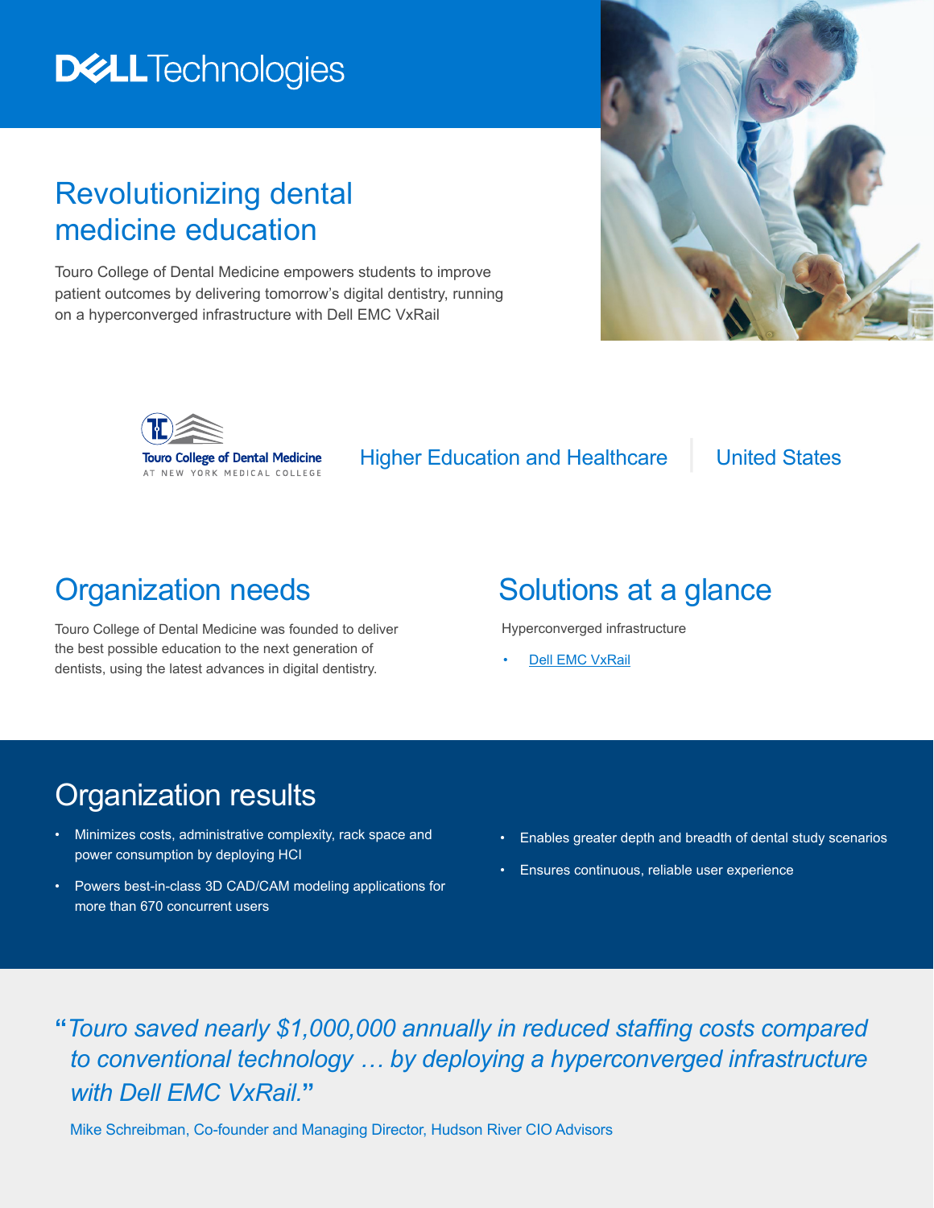Dell Technologies

# Revolutionizing dental medicine education

Touro College of Dental Medicine empowers students to improve patient outcomes by delivering tomorrow's digital dentistry, running on a hyperconverged infrastructure with Dell EMC VxRail

Touro College of Dental Medicine AT NEW YORK MEDICAL COLLEGE

Higher Education and Healthcare | United States

## Organization needs

Touro College of Dental Medicine was founded to deliver the best possible education to the next generation of dentists, using the latest advances in digital dentistry.

## Solutions at a glance

Hyperconverged infrastructure

- Dell EMC VxRail

## Organization results

- Minimizes costs, administrative complexity, rack space and power consumption by deploying HCI
- Powers best-in-class 3D CAD/CAM modeling applications for more than 670 concurrent users
- Enables greater depth and breadth of dental study scenarios
- Ensures continuous, reliable user experience

> *"Touro saved nearly $1,000,000 annually in reduced staffing costs compared to conventional technology … by deploying a hyperconverged infrastructure with Dell EMC VxRail."*
>
> Mike Schreibman, Co-founder and Managing Director, Hudson River CIO Advisors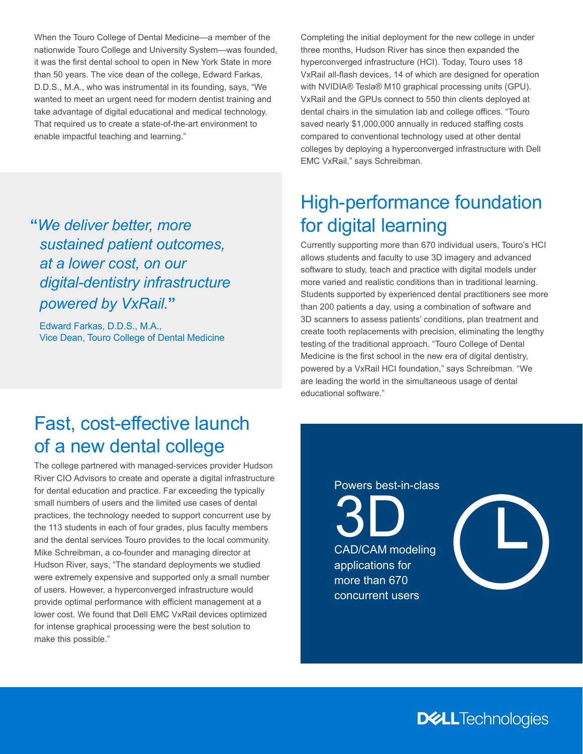When the Touro College of Dental Medicine—a member of the nationwide Touro College and University System—was founded, it was the first dental school to open in New York State in more than 50 years. The vice dean of the college, Edward Farkas, D.D.S., M.A., who was instrumental in its founding, says, "We wanted to meet an urgent need for modern dentist training and take advantage of digital educational and medical technology. That required us to create a state-of-the-art environment to enable impactful teaching and learning."

> *"We deliver better, more sustained patient outcomes, at a lower cost, on our digital-dentistry infrastructure powered by VxRail."*
>
> Edward Farkas, D.D.S., M.A.,
> Vice Dean, Touro College of Dental Medicine

## Fast, cost-effective launch of a new dental college

The college partnered with managed-services provider Hudson River CIO Advisors to create and operate a digital infrastructure for dental education and practice. Far exceeding the typically small numbers of users and the limited use cases of dental practices, the technology needed to support concurrent use by the 113 students in each of four grades, plus faculty members and the dental services Touro provides to the local community. Mike Schreibman, a co-founder and managing director at Hudson River, says, "The standard deployments we studied were extremely expensive and supported only a small number of users. However, a hyperconverged infrastructure would provide optimal performance with efficient management at a lower cost. We found that Dell EMC VxRail devices optimized for intense graphical processing were the best solution to make this possible."

Completing the initial deployment for the new college in under three months, Hudson River has since then expanded the hyperconverged infrastructure (HCI). Today, Touro uses 18 VxRail all-flash devices, 14 of which are designed for operation with NVIDIA® Tesla® M10 graphical processing units (GPU). VxRail and the GPUs connect to 550 thin clients deployed at dental chairs in the simulation lab and college offices. "Touro saved nearly $1,000,000 annually in reduced staffing costs compared to conventional technology used at other dental colleges by deploying a hyperconverged infrastructure with Dell EMC VxRail," says Schreibman.

## High-performance foundation for digital learning

Currently supporting more than 670 individual users, Touro's HCI allows students and faculty to use 3D imagery and advanced software to study, teach and practice with digital models under more varied and realistic conditions than in traditional learning. Students supported by experienced dental practitioners see more than 200 patients a day, using a combination of software and 3D scanners to assess patients' conditions, plan treatment and create tooth replacements with precision, eliminating the lengthy testing of the traditional approach. "Touro College of Dental Medicine is the first school in the new era of digital dentistry, powered by a VxRail HCI foundation," says Schreibman. "We are leading the world in the simultaneous usage of dental educational software."

Powers best-in-class

**3D**

CAD/CAM modeling applications for more than 670 concurrent users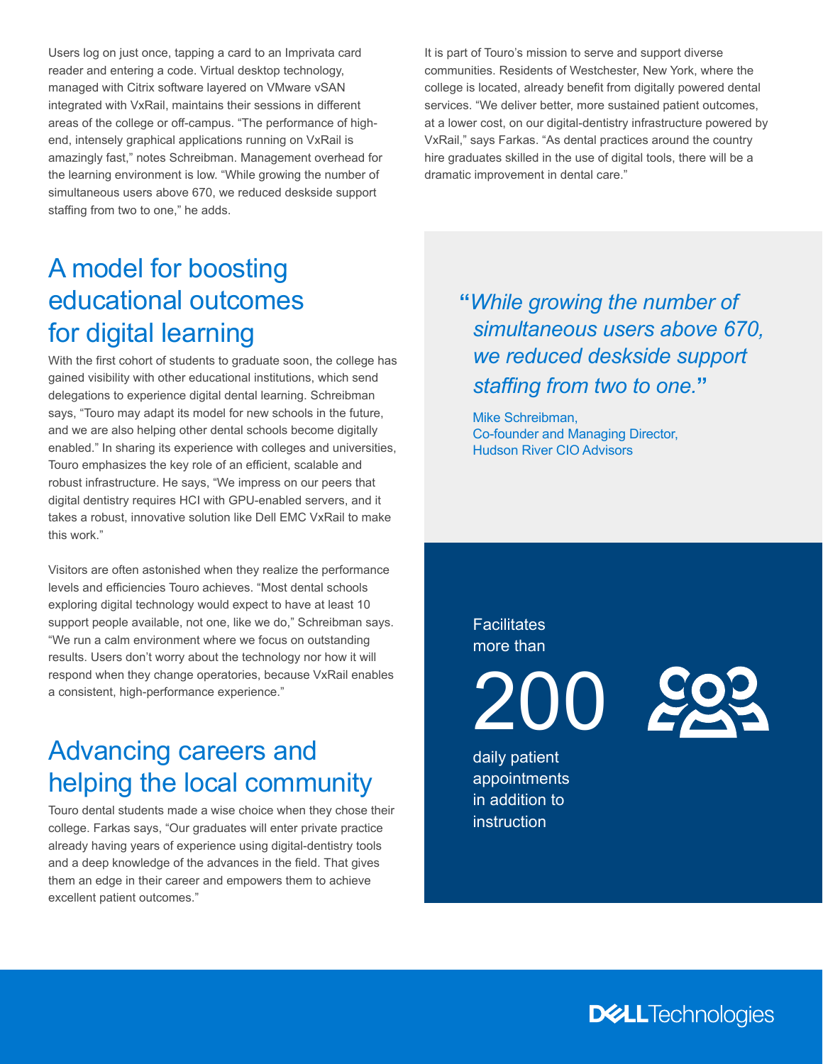Users log on just once, tapping a card to an Imprivata card reader and entering a code. Virtual desktop technology, managed with Citrix software layered on VMware vSAN integrated with VxRail, maintains their sessions in different areas of the college or off-campus. "The performance of high-end, intensely graphical applications running on VxRail is amazingly fast," notes Schreibman. Management overhead for the learning environment is low. "While growing the number of simultaneous users above 670, we reduced deskside support staffing from two to one," he adds.

## A model for boosting educational outcomes for digital learning

With the first cohort of students to graduate soon, the college has gained visibility with other educational institutions, which send delegations to experience digital dental learning. Schreibman says, "Touro may adapt its model for new schools in the future, and we are also helping other dental schools become digitally enabled." In sharing its experience with colleges and universities, Touro emphasizes the key role of an efficient, scalable and robust infrastructure. He says, "We impress on our peers that digital dentistry requires HCI with GPU-enabled servers, and it takes a robust, innovative solution like Dell EMC VxRail to make this work."

Visitors are often astonished when they realize the performance levels and efficiencies Touro achieves. "Most dental schools exploring digital technology would expect to have at least 10 support people available, not one, like we do," Schreibman says. "We run a calm environment where we focus on outstanding results. Users don't worry about the technology nor how it will respond when they change operatories, because VxRail enables a consistent, high-performance experience."

## Advancing careers and helping the local community

Touro dental students made a wise choice when they chose their college. Farkas says, "Our graduates will enter private practice already having years of experience using digital-dentistry tools and a deep knowledge of the advances in the field. That gives them an edge in their career and empowers them to achieve excellent patient outcomes."

It is part of Touro's mission to serve and support diverse communities. Residents of Westchester, New York, where the college is located, already benefit from digitally powered dental services. "We deliver better, more sustained patient outcomes, at a lower cost, on our digital-dentistry infrastructure powered by VxRail," says Farkas. "As dental practices around the country hire graduates skilled in the use of digital tools, there will be a dramatic improvement in dental care."

> *"While growing the number of simultaneous users above 670, we reduced deskside support staffing from two to one."*
>
> Mike Schreibman,
> Co-founder and Managing Director,
> Hudson River CIO Advisors

Facilitates more than

**200**

daily patient appointments in addition to instruction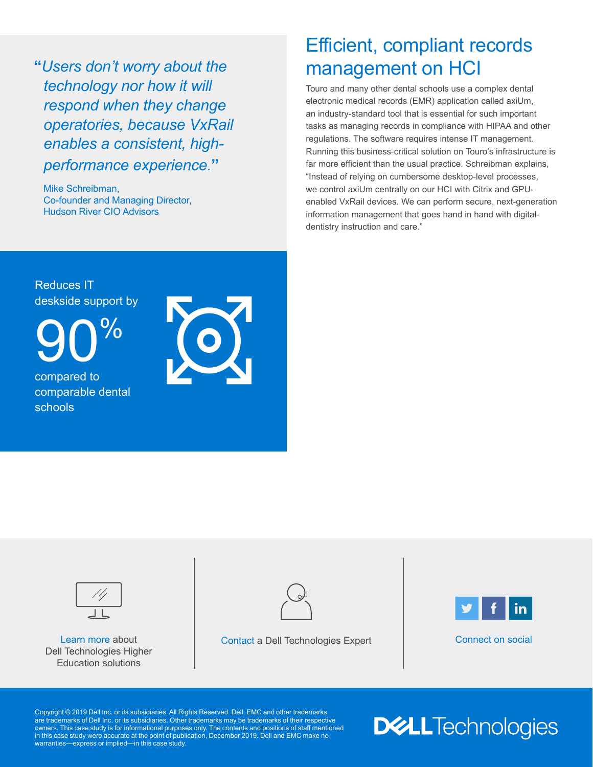> *"Users don't worry about the technology nor how it will respond when they change operatories, because VxRail enables a consistent, high-performance experience."*
>
> Mike Schreibman,
> Co-founder and Managing Director,
> Hudson River CIO Advisors

## Efficient, compliant records management on HCI

Touro and many other dental schools use a complex dental electronic medical records (EMR) application called axiUm, an industry-standard tool that is essential for such important tasks as managing records in compliance with HIPAA and other regulations. The software requires intense IT management. Running this business-critical solution on Touro's infrastructure is far more efficient than the usual practice. Schreibman explains, "Instead of relying on cumbersome desktop-level processes, we control axiUm centrally on our HCI with Citrix and GPU-enabled VxRail devices. We can perform secure, next-generation information management that goes hand in hand with digital-dentistry instruction and care."

Reduces IT deskside support by

**90%**

compared to comparable dental schools

Learn more about Dell Technologies Higher Education solutions

Contact a Dell Technologies Expert

Connect on social

Copyright © 2019 Dell Inc. or its subsidiaries. All Rights Reserved. Dell, EMC and other trademarks are trademarks of Dell Inc. or its subsidiaries. Other trademarks may be trademarks of their respective owners. This case study is for informational purposes only. The contents and positions of staff mentioned in this case study were accurate at the point of publication, December 2019. Dell and EMC make no warranties—express or implied—in this case study.

DELL Technologies